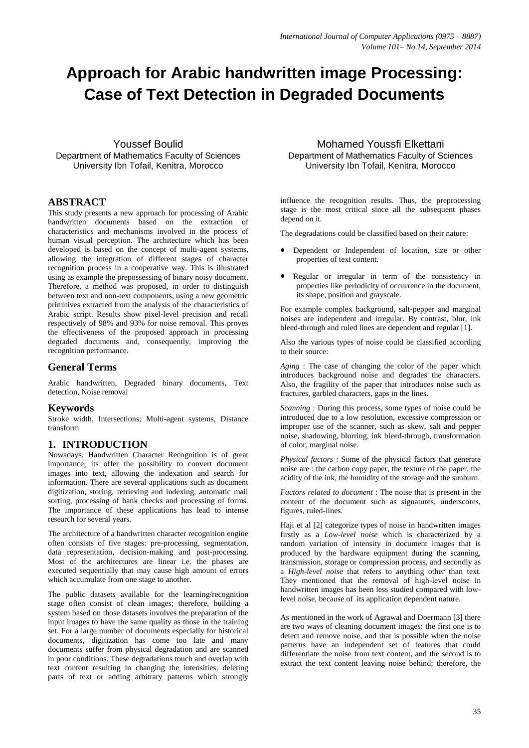# Approach for Arabic handwritten image Processing: Case of Text Detection in Degraded Documents

Youssef Boulid
Department of Mathematics Faculty of Sciences
University Ibn Tofail, Kenitra, Morocco

Mohamed Youssfi Elkettani
Department of Mathematics Faculty of Sciences
University Ibn Tofail, Kenitra, Morocco

## ABSTRACT

This study presents a new approach for processing of Arabic handwritten documents based on the extraction of characteristics and mechanisms involved in the process of human visual perception. The architecture which has been developed is based on the concept of multi-agent systems, allowing the integration of different stages of character recognition process in a cooperative way. This is illustrated using as example the prepossessing of binary noisy document. Therefore, a method was proposed, in order to distinguish between text and non-text components, using a new geometric primitives extracted from the analysis of the characteristics of Arabic script. Results show pixel-level precision and recall respectively of 98% and 93% for noise removal. This proves the effectiveness of the proposed approach in processing degraded documents and, consequently, improving the recognition performance.

## General Terms

Arabic handwritten, Degraded binary documents, Text detection, Noise removal

## Keywords

Stroke width, Intersections; Multi-agent systems, Distance transform

## 1. INTRODUCTION

Nowadays, Handwritten Character Recognition is of great importance; its offer the possibility to convert document images into text, allowing the indexation and search for information. There are several applications such as document digitization, storing, retrieving and indexing, automatic mail sorting, processing of bank checks and processing of forms. The importance of these applications has lead to intense research for several years.

The architecture of a handwritten character recognition engine often consists of five stages: pre-processing, segmentation, data representation, decision-making and post-processing. Most of the architectures are linear i.e. the phases are executed sequentially that may cause high amount of errors which accumulate from one stage to another.

The public datasets available for the learning/recognition stage often consist of clean images; therefore, building a system based on those datasets involves the preparation of the input images to have the same quality as those in the training set. For a large number of documents especially for historical documents, digitization has come too late and many documents suffer from physical degradation and are scanned in poor conditions. These degradations touch and overlap with text content resulting in changing the intensities, deleting parts of text or adding arbitrary patterns which strongly influence the recognition results. Thus, the preprocessing stage is the most critical since all the subsequent phases depend on it.

The degradations could be classified based on their nature:

- Dependent or Independent of location, size or other properties of text content.
- Regular or irregular in term of the consistency in properties like periodicity of occurrence in the document, its shape, position and grayscale.

For example complex background, salt-pepper and marginal noises are independent and irregular. By contrast, blur, ink bleed-through and ruled lines are dependent and regular [1].

Also the various types of noise could be classified according to their source:

*Aging* : The case of changing the color of the paper which introduces background noise and degrades the characters. Also, the fragility of the paper that introduces noise such as fractures, garbled characters, gaps in the lines.

*Scanning* : During this process, some types of noise could be introduced due to a low resolution, excessive compression or improper use of the scanner, such as skew, salt and pepper noise, shadowing, blurring, ink bleed-through, transformation of color, marginal noise.

*Physical factors* : Some of the physical factors that generate noise are : the carbon copy paper, the texture of the paper, the acidity of the ink, the humidity of the storage and the sunburn.

*Factors related to document* : The noise that is present in the content of the document such as signatures, underscores, figures, ruled-lines.

Haji et al [2] categorize types of noise in handwritten images firstly as a *Low-level noise* which is characterized by a random variation of intensity in document images that is produced by the hardware equipment during the scanning, transmission, storage or compression process, and secondly as a *High-level noise* that refers to anything other than text. They mentioned that the removal of high-level noise in handwritten images has been less studied compared with low-level noise, because of its application dependent nature.

As mentioned in the work of Agrawal and Doermann [3] there are two ways of cleaning document images: the first one is to detect and remove noise, and that is possible when the noise patterns have an independent set of features that could differentiate the noise from text content, and the second is to extract the text content leaving noise behind; therefore, the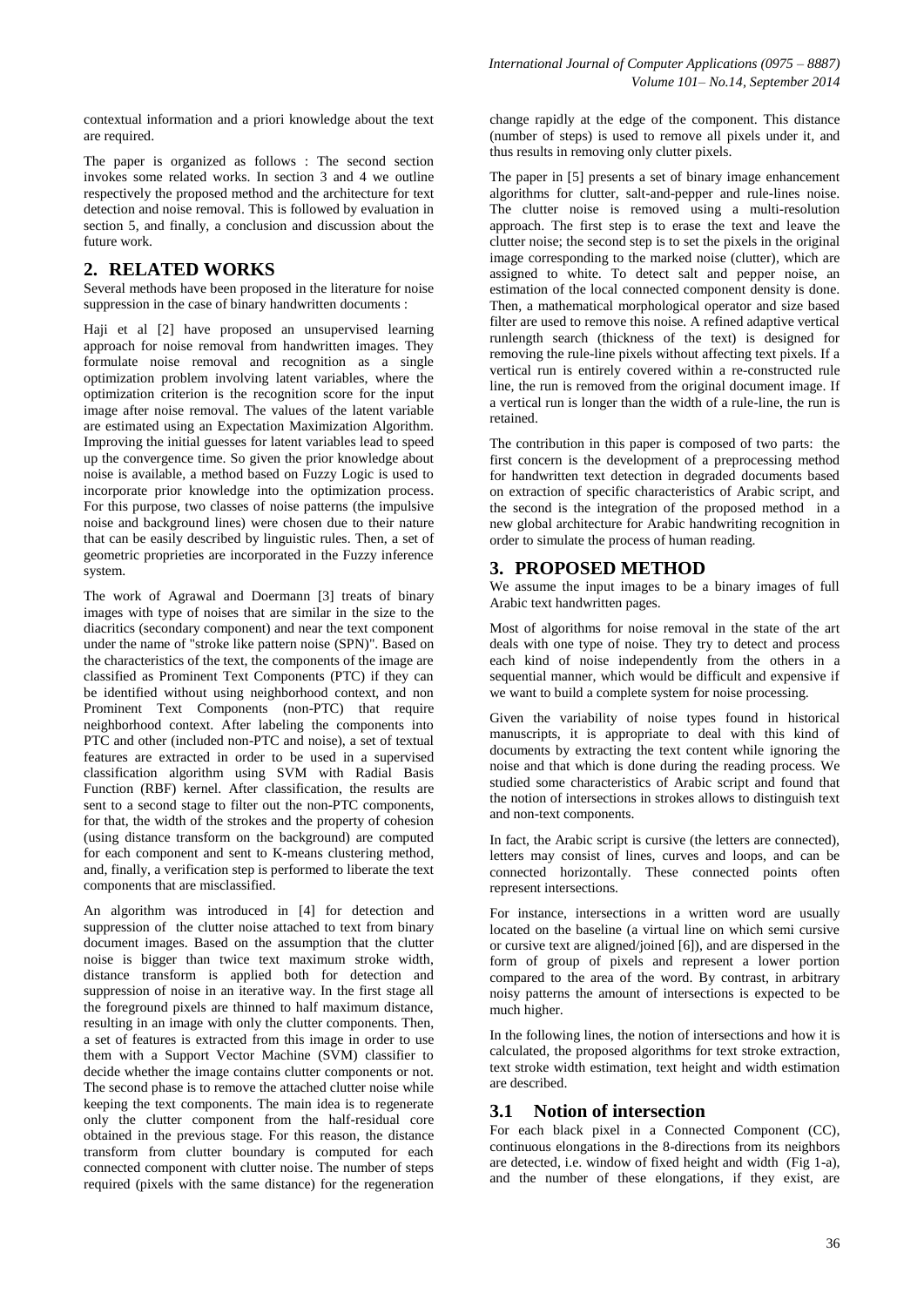contextual information and a priori knowledge about the text are required.

The paper is organized as follows : The second section invokes some related works. In section 3 and 4 we outline respectively the proposed method and the architecture for text detection and noise removal. This is followed by evaluation in section 5, and finally, a conclusion and discussion about the future work.

## 2. RELATED WORKS

Several methods have been proposed in the literature for noise suppression in the case of binary handwritten documents :

Haji et al [2] have proposed an unsupervised learning approach for noise removal from handwritten images. They formulate noise removal and recognition as a single optimization problem involving latent variables, where the optimization criterion is the recognition score for the input image after noise removal. The values of the latent variable are estimated using an Expectation Maximization Algorithm. Improving the initial guesses for latent variables lead to speed up the convergence time. So given the prior knowledge about noise is available, a method based on Fuzzy Logic is used to incorporate prior knowledge into the optimization process. For this purpose, two classes of noise patterns (the impulsive noise and background lines) were chosen due to their nature that can be easily described by linguistic rules. Then, a set of geometric proprieties are incorporated in the Fuzzy inference system.

The work of Agrawal and Doermann [3] treats of binary images with type of noises that are similar in the size to the diacritics (secondary component) and near the text component under the name of "stroke like pattern noise (SPN)". Based on the characteristics of the text, the components of the image are classified as Prominent Text Components (PTC) if they can be identified without using neighborhood context, and non Prominent Text Components (non-PTC) that require neighborhood context. After labeling the components into PTC and other (included non-PTC and noise), a set of textual features are extracted in order to be used in a supervised classification algorithm using SVM with Radial Basis Function (RBF) kernel. After classification, the results are sent to a second stage to filter out the non-PTC components, for that, the width of the strokes and the property of cohesion (using distance transform on the background) are computed for each component and sent to K-means clustering method, and, finally, a verification step is performed to liberate the text components that are misclassified.

An algorithm was introduced in [4] for detection and suppression of the clutter noise attached to text from binary document images. Based on the assumption that the clutter noise is bigger than twice text maximum stroke width, distance transform is applied both for detection and suppression of noise in an iterative way. In the first stage all the foreground pixels are thinned to half maximum distance, resulting in an image with only the clutter components. Then, a set of features is extracted from this image in order to use them with a Support Vector Machine (SVM) classifier to decide whether the image contains clutter components or not. The second phase is to remove the attached clutter noise while keeping the text components. The main idea is to regenerate only the clutter component from the half-residual core obtained in the previous stage. For this reason, the distance transform from clutter boundary is computed for each connected component with clutter noise. The number of steps required (pixels with the same distance) for the regeneration change rapidly at the edge of the component. This distance (number of steps) is used to remove all pixels under it, and thus results in removing only clutter pixels.

The paper in [5] presents a set of binary image enhancement algorithms for clutter, salt-and-pepper and rule-lines noise. The clutter noise is removed using a multi-resolution approach. The first step is to erase the text and leave the clutter noise; the second step is to set the pixels in the original image corresponding to the marked noise (clutter), which are assigned to white. To detect salt and pepper noise, an estimation of the local connected component density is done. Then, a mathematical morphological operator and size based filter are used to remove this noise. A refined adaptive vertical runlength search (thickness of the text) is designed for removing the rule-line pixels without affecting text pixels. If a vertical run is entirely covered within a re-constructed rule line, the run is removed from the original document image. If a vertical run is longer than the width of a rule-line, the run is retained.

The contribution in this paper is composed of two parts: the first concern is the development of a preprocessing method for handwritten text detection in degraded documents based on extraction of specific characteristics of Arabic script, and the second is the integration of the proposed method in a new global architecture for Arabic handwriting recognition in order to simulate the process of human reading.

## 3. PROPOSED METHOD

We assume the input images to be a binary images of full Arabic text handwritten pages.

Most of algorithms for noise removal in the state of the art deals with one type of noise. They try to detect and process each kind of noise independently from the others in a sequential manner, which would be difficult and expensive if we want to build a complete system for noise processing.

Given the variability of noise types found in historical manuscripts, it is appropriate to deal with this kind of documents by extracting the text content while ignoring the noise and that which is done during the reading process. We studied some characteristics of Arabic script and found that the notion of intersections in strokes allows to distinguish text and non-text components.

In fact, the Arabic script is cursive (the letters are connected), letters may consist of lines, curves and loops, and can be connected horizontally. These connected points often represent intersections.

For instance, intersections in a written word are usually located on the baseline (a virtual line on which semi cursive or cursive text are aligned/joined [6]), and are dispersed in the form of group of pixels and represent a lower portion compared to the area of the word. By contrast, in arbitrary noisy patterns the amount of intersections is expected to be much higher.

In the following lines, the notion of intersections and how it is calculated, the proposed algorithms for text stroke extraction, text stroke width estimation, text height and width estimation are described.

### 3.1 Notion of intersection

For each black pixel in a Connected Component (CC), continuous elongations in the 8-directions from its neighbors are detected, i.e. window of fixed height and width (Fig 1-a), and the number of these elongations, if they exist, are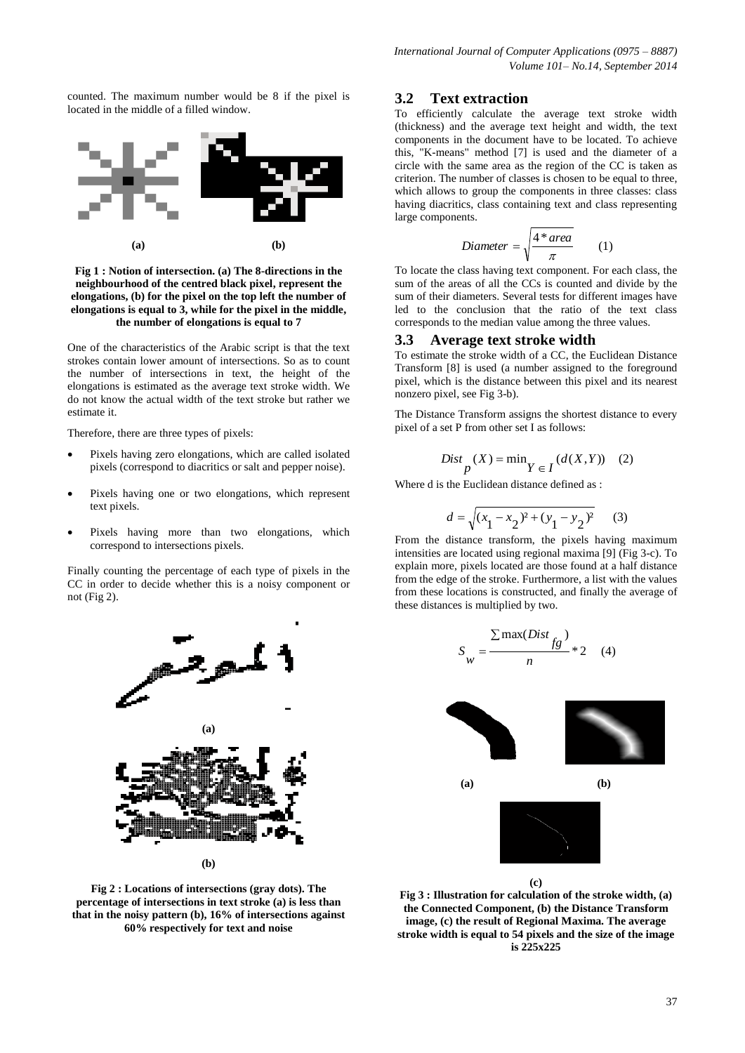counted. The maximum number would be 8 if the pixel is located in the middle of a filled window.

**(a)** **(b)**

**Fig 1 : Notion of intersection. (a) The 8-directions in the neighbourhood of the centred black pixel, represent the elongations, (b) for the pixel on the top left the number of elongations is equal to 3, while for the pixel in the middle, the number of elongations is equal to 7**

One of the characteristics of the Arabic script is that the text strokes contain lower amount of intersections. So as to count the number of intersections in text, the height of the elongations is estimated as the average text stroke width. We do not know the actual width of the text stroke but rather we estimate it.

Therefore, there are three types of pixels:

- Pixels having zero elongations, which are called isolated pixels (correspond to diacritics or salt and pepper noise).
- Pixels having one or two elongations, which represent text pixels.
- Pixels having more than two elongations, which correspond to intersections pixels.

Finally counting the percentage of each type of pixels in the CC in order to decide whether this is a noisy component or not (Fig 2).

**(a)**

**(b)**

**Fig 2 : Locations of intersections (gray dots). The percentage of intersections in text stroke (a) is less than that in the noisy pattern (b), 16% of intersections against 60% respectively for text and noise**

## 3.2 Text extraction

To efficiently calculate the average text stroke width (thickness) and the average text height and width, the text components in the document have to be located. To achieve this, "K-means" method [7] is used and the diameter of a circle with the same area as the region of the CC is taken as criterion. The number of classes is chosen to be equal to three, which allows to group the components in three classes: class having diacritics, class containing text and class representing large components.

$$Diameter = \sqrt{\frac{4 * area}{\pi}} \qquad (1)$$

To locate the class having text component. For each class, the sum of the areas of all the CCs is counted and divide by the sum of their diameters. Several tests for different images have led to the conclusion that the ratio of the text class corresponds to the median value among the three values.

## 3.3 Average text stroke width

To estimate the stroke width of a CC, the Euclidean Distance Transform [8] is used (a number assigned to the foreground pixel, which is the distance between this pixel and its nearest nonzero pixel, see Fig 3-b).

The Distance Transform assigns the shortest distance to every pixel of a set P from other set I as follows:

$$Dist_{p}(X) = \min_{Y \in I}(d(X,Y)) \qquad (2)$$

Where d is the Euclidean distance defined as :

$$d = \sqrt{(x_1 - x_2)^2 + (y_1 - y_2)^2} \qquad (3)$$

From the distance transform, the pixels having maximum intensities are located using regional maxima [9] (Fig 3-c). To explain more, pixels located are those found at a half distance from the edge of the stroke. Furthermore, a list with the values from these locations is constructed, and finally the average of these distances is multiplied by two.

$$S_{w} = \frac{\sum \max(Dist_{fg})}{n} * 2 \qquad (4)$$

**(a)** **(b)**

**(c)**

**Fig 3 : Illustration for calculation of the stroke width, (a) the Connected Component, (b) the Distance Transform image, (c) the result of Regional Maxima. The average stroke width is equal to 54 pixels and the size of the image is 225x225**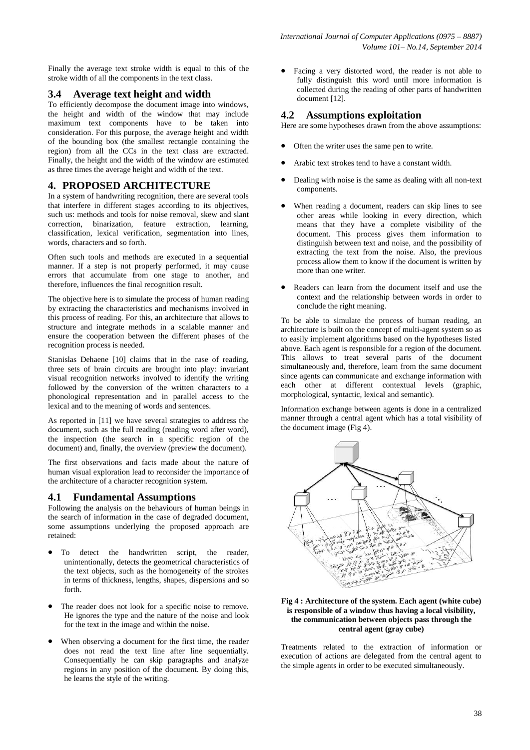Finally the average text stroke width is equal to this of the stroke width of all the components in the text class.

### 3.4 Average text height and width

To efficiently decompose the document image into windows, the height and width of the window that may include maximum text components have to be taken into consideration. For this purpose, the average height and width of the bounding box (the smallest rectangle containing the region) from all the CCs in the text class are extracted. Finally, the height and the width of the window are estimated as three times the average height and width of the text.

## 4. PROPOSED ARCHITECTURE

In a system of handwriting recognition, there are several tools that interfere in different stages according to its objectives, such us: methods and tools for noise removal, skew and slant correction, binarization, feature extraction, learning, classification, lexical verification, segmentation into lines, words, characters and so forth.

Often such tools and methods are executed in a sequential manner. If a step is not properly performed, it may cause errors that accumulate from one stage to another, and therefore, influences the final recognition result.

The objective here is to simulate the process of human reading by extracting the characteristics and mechanisms involved in this process of reading. For this, an architecture that allows to structure and integrate methods in a scalable manner and ensure the cooperation between the different phases of the recognition process is needed.

Stanislas Dehaene [10] claims that in the case of reading, three sets of brain circuits are brought into play: invariant visual recognition networks involved to identify the writing followed by the conversion of the written characters to a phonological representation and in parallel access to the lexical and to the meaning of words and sentences.

As reported in [11] we have several strategies to address the document, such as the full reading (reading word after word), the inspection (the search in a specific region of the document) and, finally, the overview (preview the document).

The first observations and facts made about the nature of human visual exploration lead to reconsider the importance of the architecture of a character recognition system.

### 4.1 Fundamental Assumptions

Following the analysis on the behaviours of human beings in the search of information in the case of degraded document, some assumptions underlying the proposed approach are retained:

- To detect the handwritten script, the reader, unintentionally, detects the geometrical characteristics of the text objects, such as the homogeneity of the strokes in terms of thickness, lengths, shapes, dispersions and so forth.
- The reader does not look for a specific noise to remove. He ignores the type and the nature of the noise and look for the text in the image and within the noise.
- When observing a document for the first time, the reader does not read the text line after line sequentially. Consequentially he can skip paragraphs and analyze regions in any position of the document. By doing this, he learns the style of the writing.
- Facing a very distorted word, the reader is not able to fully distinguish this word until more information is collected during the reading of other parts of handwritten document [12].

### 4.2 Assumptions exploitation

Here are some hypotheses drawn from the above assumptions:

- Often the writer uses the same pen to write.
- Arabic text strokes tend to have a constant width.
- Dealing with noise is the same as dealing with all non-text components.
- When reading a document, readers can skip lines to see other areas while looking in every direction, which means that they have a complete visibility of the document. This process gives them information to distinguish between text and noise, and the possibility of extracting the text from the noise. Also, the previous process allow them to know if the document is written by more than one writer.
- Readers can learn from the document itself and use the context and the relationship between words in order to conclude the right meaning.

To be able to simulate the process of human reading, an architecture is built on the concept of multi-agent system so as to easily implement algorithms based on the hypotheses listed above. Each agent is responsible for a region of the document. This allows to treat several parts of the document simultaneously and, therefore, learn from the same document since agents can communicate and exchange information with each other at different contextual levels (graphic, morphological, syntactic, lexical and semantic).

Information exchange between agents is done in a centralized manner through a central agent which has a total visibility of the document image (Fig 4).

**Fig 4 : Architecture of the system. Each agent (white cube) is responsible of a window thus having a local visibility, the communication between objects pass through the central agent (gray cube)**

Treatments related to the extraction of information or execution of actions are delegated from the central agent to the simple agents in order to be executed simultaneously.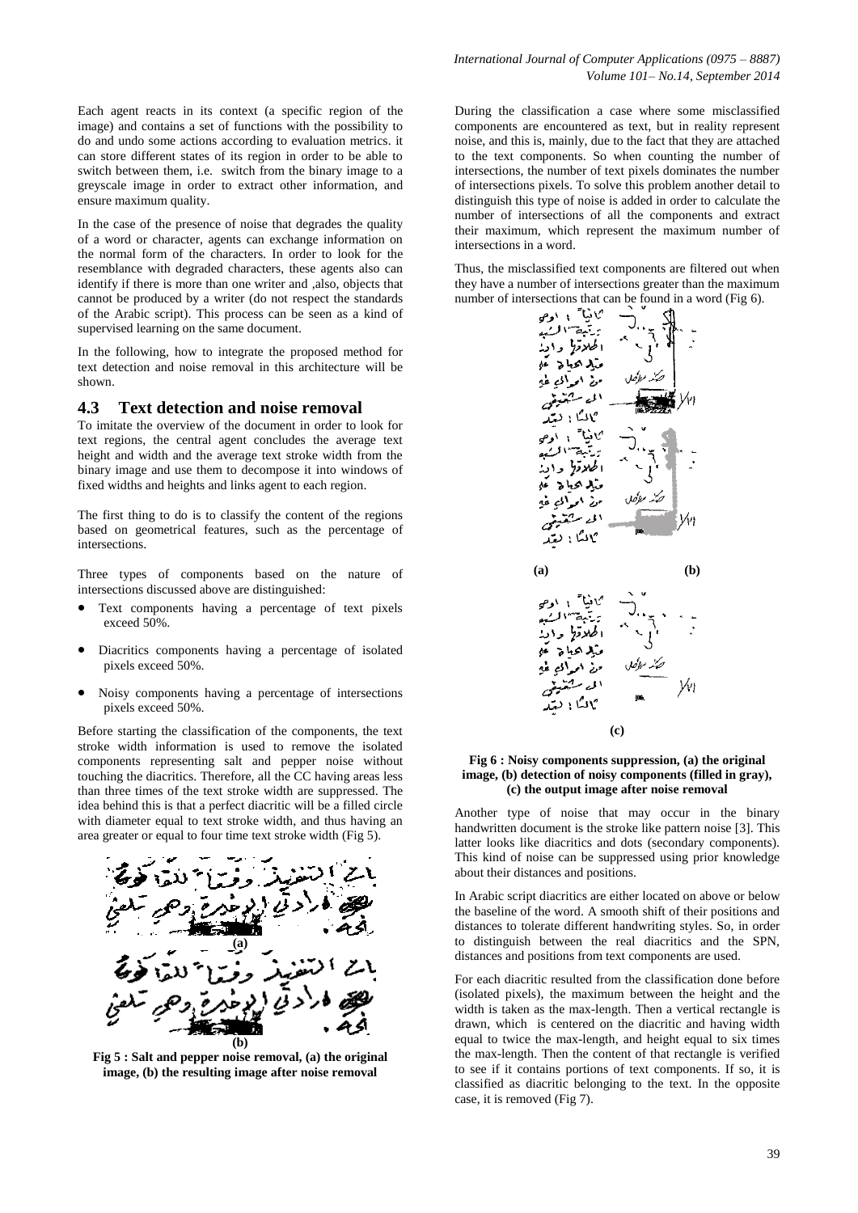Each agent reacts in its context (a specific region of the image) and contains a set of functions with the possibility to do and undo some actions according to evaluation metrics. it can store different states of its region in order to be able to switch between them, i.e. switch from the binary image to a greyscale image in order to extract other information, and ensure maximum quality.

In the case of the presence of noise that degrades the quality of a word or character, agents can exchange information on the normal form of the characters. In order to look for the resemblance with degraded characters, these agents also can identify if there is more than one writer and ,also, objects that cannot be produced by a writer (do not respect the standards of the Arabic script). This process can be seen as a kind of supervised learning on the same document.

In the following, how to integrate the proposed method for text detection and noise removal in this architecture will be shown.

### 4.3 Text detection and noise removal

To imitate the overview of the document in order to look for text regions, the central agent concludes the average text height and width and the average text stroke width from the binary image and use them to decompose it into windows of fixed widths and heights and links agent to each region.

The first thing to do is to classify the content of the regions based on geometrical features, such as the percentage of intersections.

Three types of components based on the nature of intersections discussed above are distinguished:

- Text components having a percentage of text pixels exceed 50%.
- Diacritics components having a percentage of isolated pixels exceed 50%.
- Noisy components having a percentage of intersections pixels exceed 50%.

Before starting the classification of the components, the text stroke width information is used to remove the isolated components representing salt and pepper noise without touching the diacritics. Therefore, all the CC having areas less than three times of the text stroke width are suppressed. The idea behind this is that a perfect diacritic will be a filled circle with diameter equal to text stroke width, and thus having an area greater or equal to four time text stroke width (Fig 5).

**Fig 5 : Salt and pepper noise removal, (a) the original image, (b) the resulting image after noise removal**

During the classification a case where some misclassified components are encountered as text, but in reality represent noise, and this is, mainly, due to the fact that they are attached to the text components. So when counting the number of intersections, the number of text pixels dominates the number of intersections pixels. To solve this problem another detail to distinguish this type of noise is added in order to calculate the number of intersections of all the components and extract their maximum, which represent the maximum number of intersections in a word.

Thus, the misclassified text components are filtered out when they have a number of intersections greater than the maximum number of intersections that can be found in a word (Fig 6).

**Fig 6 : Noisy components suppression, (a) the original image, (b) detection of noisy components (filled in gray), (c) the output image after noise removal**

Another type of noise that may occur in the binary handwritten document is the stroke like pattern noise [3]. This latter looks like diacritics and dots (secondary components). This kind of noise can be suppressed using prior knowledge about their distances and positions.

In Arabic script diacritics are either located on above or below the baseline of the word. A smooth shift of their positions and distances to tolerate different handwriting styles. So, in order to distinguish between the real diacritics and the SPN, distances and positions from text components are used.

For each diacritic resulted from the classification done before (isolated pixels), the maximum between the height and the width is taken as the max-length. Then a vertical rectangle is drawn, which is centered on the diacritic and having width equal to twice the max-length, and height equal to six times the max-length. Then the content of that rectangle is verified to see if it contains portions of text components. If so, it is classified as diacritic belonging to the text. In the opposite case, it is removed (Fig 7).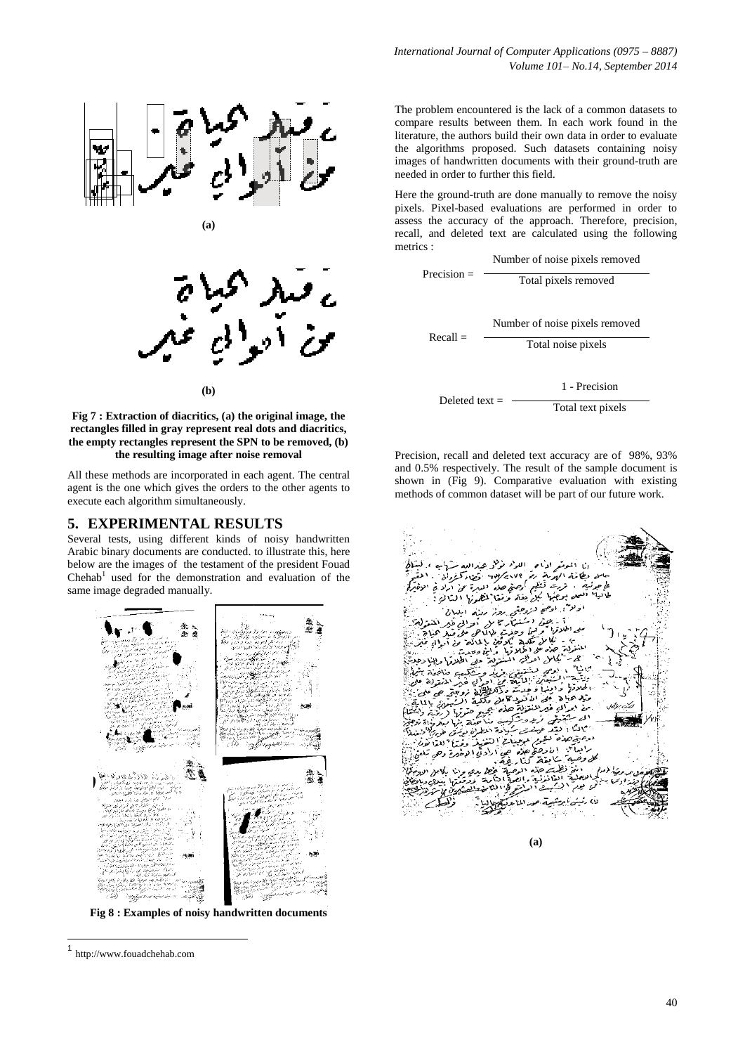(a)

(b)

**Fig 7 : Extraction of diacritics, (a) the original image, the rectangles filled in gray represent real dots and diacritics, the empty rectangles represent the SPN to be removed, (b) the resulting image after noise removal**

All these methods are incorporated in each agent. The central agent is the one which gives the orders to the other agents to execute each algorithm simultaneously.

## 5. EXPERIMENTAL RESULTS

Several tests, using different kinds of noisy handwritten Arabic binary documents are conducted. to illustrate this, here below are the images of the testament of the president Fouad Chehab[1] used for the demonstration and evaluation of the same image degraded manually.

**Fig 8 : Examples of noisy handwritten documents**

The problem encountered is the lack of a common datasets to compare results between them. In each work found in the literature, the authors build their own data in order to evaluate the algorithms proposed. Such datasets containing noisy images of handwritten documents with their ground-truth are needed in order to further this field.

Here the ground-truth are done manually to remove the noisy pixels. Pixel-based evaluations are performed in order to assess the accuracy of the approach. Therefore, precision, recall, and deleted text are calculated using the following metrics :

$$\text{Precision} = \frac{\text{Number of noise pixels removed}}{\text{Total pixels removed}}$$

$$\text{Recall} = \frac{\text{Number of noise pixels removed}}{\text{Total noise pixels}}$$

$$\text{Deleted text} = \frac{1 - \text{Precision}}{\text{Total text pixels}}$$

Precision, recall and deleted text accuracy are of 98%, 93% and 0.5% respectively. The result of the sample document is shown in (Fig 9). Comparative evaluation with existing methods of common dataset will be part of our future work.

(a)

[1] http://www.fouadchehab.com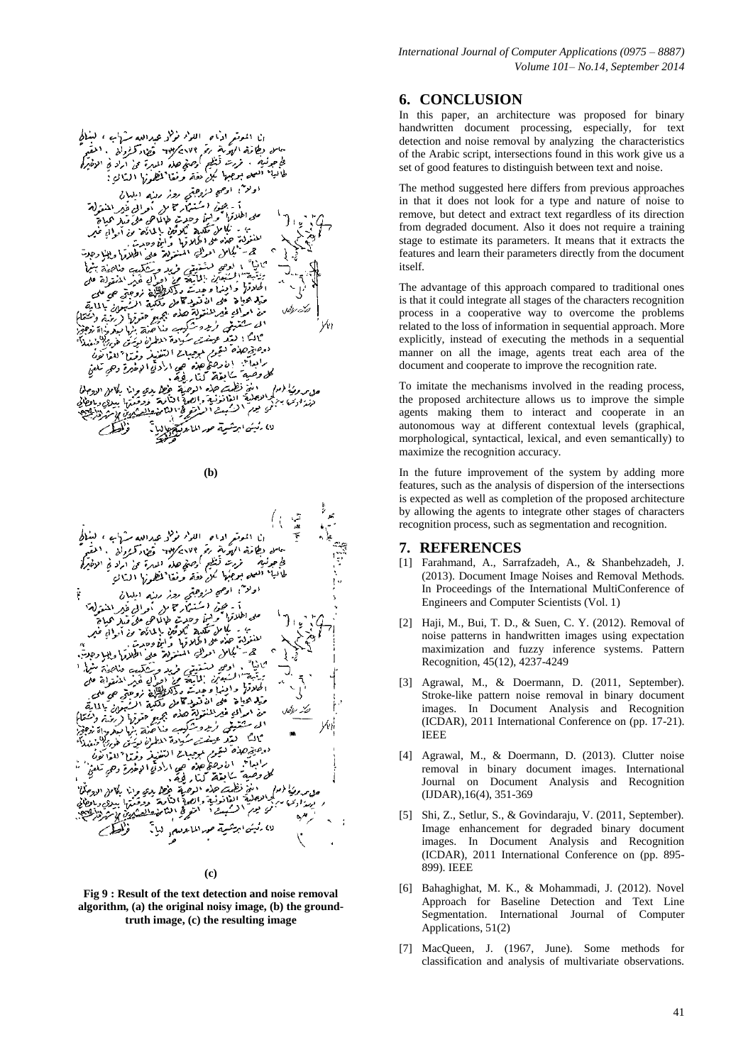(b)

(c)

**Fig 9 : Result of the text detection and noise removal algorithm, (a) the original noisy image, (b) the ground-truth image, (c) the resulting image**

## 6. CONCLUSION

In this paper, an architecture was proposed for binary handwritten document processing, especially, for text detection and noise removal by analyzing the characteristics of the Arabic script, intersections found in this work give us a set of good features to distinguish between text and noise.

The method suggested here differs from previous approaches in that it does not look for a type and nature of noise to remove, but detect and extract text regardless of its direction from degraded document. Also it does not require a training stage to estimate its parameters. It means that it extracts the features and learn their parameters directly from the document itself.

The advantage of this approach compared to traditional ones is that it could integrate all stages of the characters recognition process in a cooperative way to overcome the problems related to the loss of information in sequential approach. More explicitly, instead of executing the methods in a sequential manner on all the image, agents treat each area of the document and cooperate to improve the recognition rate.

To imitate the mechanisms involved in the reading process, the proposed architecture allows us to improve the simple agents making them to interact and cooperate in an autonomous way at different contextual levels (graphical, morphological, syntactical, lexical, and even semantically) to maximize the recognition accuracy.

In the future improvement of the system by adding more features, such as the analysis of dispersion of the intersections is expected as well as completion of the proposed architecture by allowing the agents to integrate other stages of characters recognition process, such as segmentation and recognition.

## 7. REFERENCES

[1] Farahmand, A., Sarrafzadeh, A., & Shanbehzadeh, J. (2013). Document Image Noises and Removal Methods. In Proceedings of the International MultiConference of Engineers and Computer Scientists (Vol. 1)

[2] Haji, M., Bui, T. D., & Suen, C. Y. (2012). Removal of noise patterns in handwritten images using expectation maximization and fuzzy inference systems. Pattern Recognition, 45(12), 4237-4249

[3] Agrawal, M., & Doermann, D. (2011, September). Stroke-like pattern noise removal in binary document images. In Document Analysis and Recognition (ICDAR), 2011 International Conference on (pp. 17-21). IEEE

[4] Agrawal, M., & Doermann, D. (2013). Clutter noise removal in binary document images. International Journal on Document Analysis and Recognition (IJDAR),16(4), 351-369

[5] Shi, Z., Setlur, S., & Govindaraju, V. (2011, September). Image enhancement for degraded binary document images. In Document Analysis and Recognition (ICDAR), 2011 International Conference on (pp. 895-899). IEEE

[6] Bahaghighat, M. K., & Mohammadi, J. (2012). Novel Approach for Baseline Detection and Text Line Segmentation. International Journal of Computer Applications, 51(2)

[7] MacQueen, J. (1967, June). Some methods for classification and analysis of multivariate observations.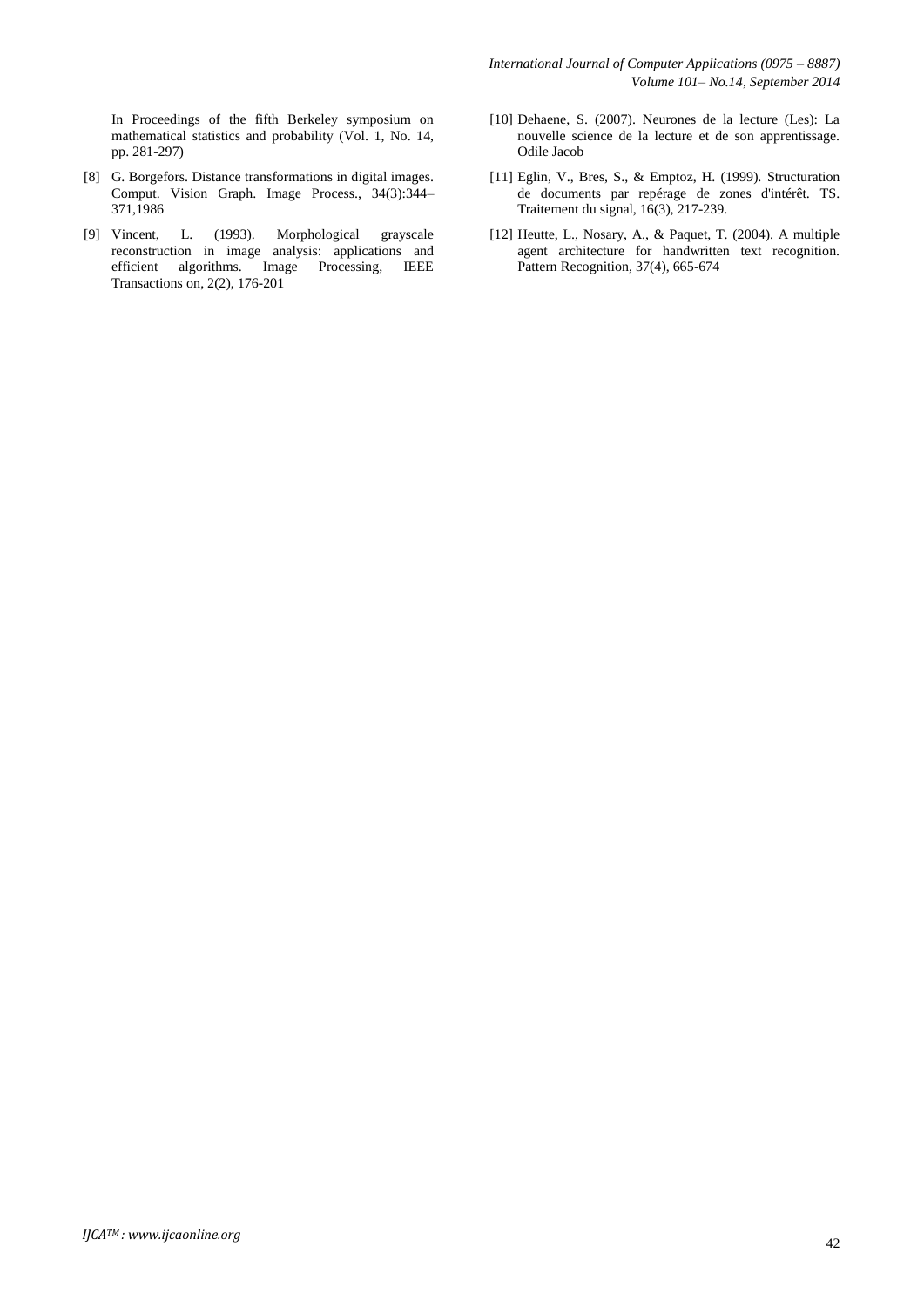In Proceedings of the fifth Berkeley symposium on mathematical statistics and probability (Vol. 1, No. 14, pp. 281-297)

[8] G. Borgefors. Distance transformations in digital images. Comput. Vision Graph. Image Process., 34(3):344–371,1986

[9] Vincent, L. (1993). Morphological grayscale reconstruction in image analysis: applications and efficient algorithms. Image Processing, IEEE Transactions on, 2(2), 176-201

[10] Dehaene, S. (2007). Neurones de la lecture (Les): La nouvelle science de la lecture et de son apprentissage. Odile Jacob

[11] Eglin, V., Bres, S., & Emptoz, H. (1999). Structuration de documents par repérage de zones d'intérêt. TS. Traitement du signal, 16(3), 217-239.

[12] Heutte, L., Nosary, A., & Paquet, T. (2004). A multiple agent architecture for handwritten text recognition. Pattern Recognition, 37(4), 665-674